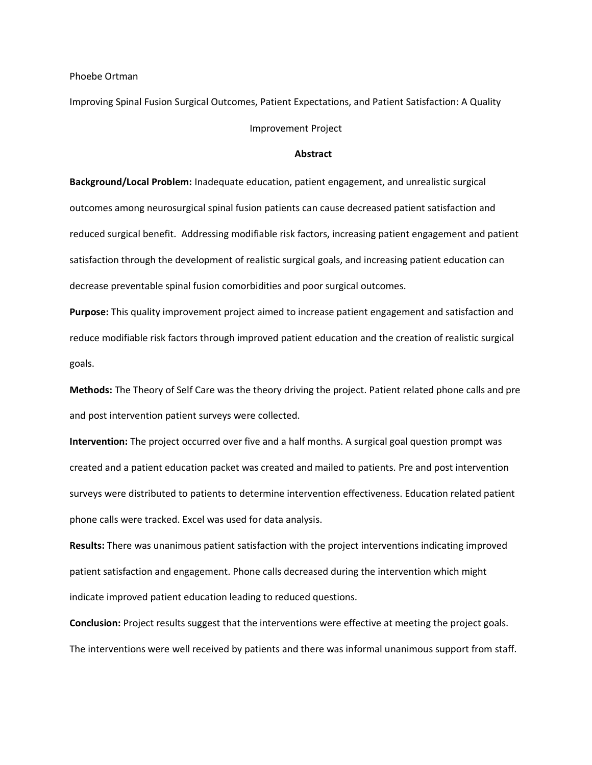Phoebe Ortman

# Improving Spinal Fusion Surgical Outcomes, Patient Expectations, and Patient Satisfaction: A Quality Improvement Project

## Abstract

**Background/Local Problem:** Inadequate education, patient engagement, and unrealistic surgical outcomes among neurosurgical spinal fusion patients can cause decreased patient satisfaction and reduced surgical benefit. Addressing modifiable risk factors, increasing patient engagement and patient satisfaction through the development of realistic surgical goals, and increasing patient education can decrease preventable spinal fusion comorbidities and poor surgical outcomes.

**Purpose:** This quality improvement project aimed to increase patient engagement and satisfaction and reduce modifiable risk factors through improved patient education and the creation of realistic surgical goals.

**Methods:** The Theory of Self Care was the theory driving the project. Patient related phone calls and pre and post intervention patient surveys were collected.

**Intervention:** The project occurred over five and a half months. A surgical goal question prompt was created and a patient education packet was created and mailed to patients. Pre and post intervention surveys were distributed to patients to determine intervention effectiveness. Education related patient phone calls were tracked. Excel was used for data analysis.

**Results:** There was unanimous patient satisfaction with the project interventions indicating improved patient satisfaction and engagement. Phone calls decreased during the intervention which might indicate improved patient education leading to reduced questions.

**Conclusion:** Project results suggest that the interventions were effective at meeting the project goals. The interventions were well received by patients and there was informal unanimous support from staff.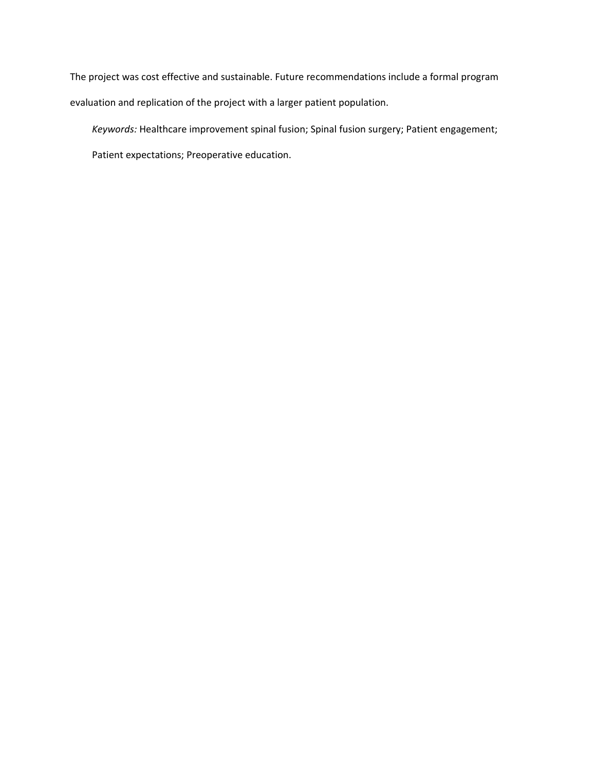The project was cost effective and sustainable. Future recommendations include a formal program evaluation and replication of the project with a larger patient population.

*Keywords:* Healthcare improvement spinal fusion; Spinal fusion surgery; Patient engagement; Patient expectations; Preoperative education.